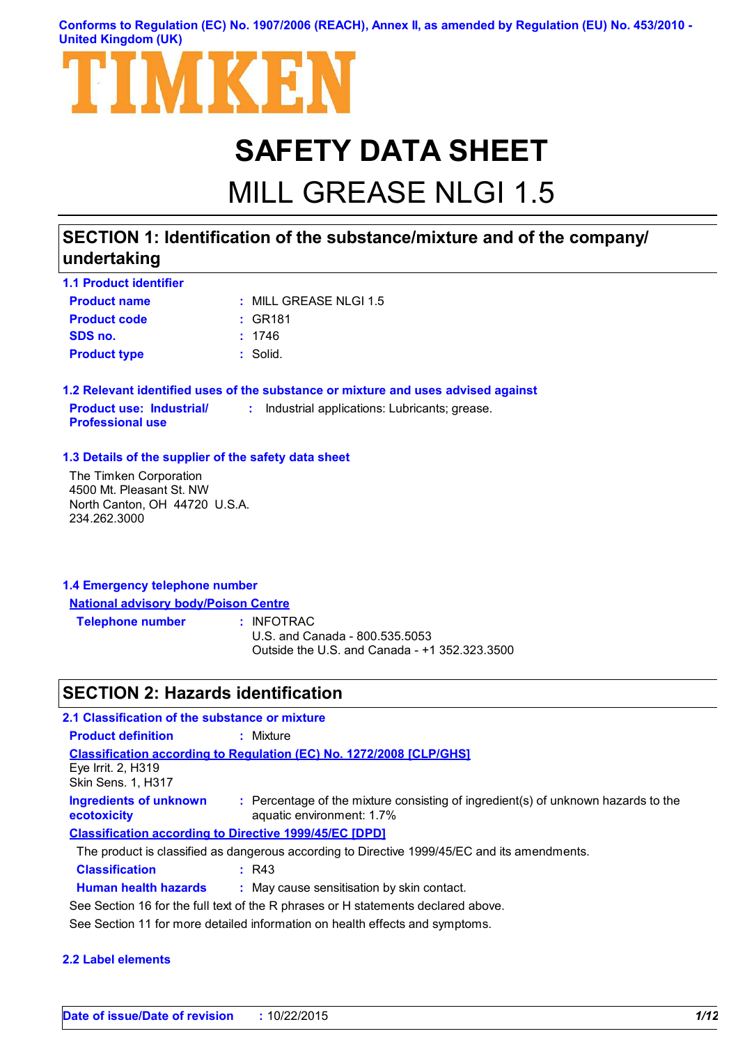Conforms to Regulation (EC) No. 1907/2006 (REACH), Annex II, as amended by Regulation (EU) No. 453/2010 - United Kingdom (UK)

TIMKEN

# SAFETY DATA SHEET

# MILL GREASE NLGI 1.5

## SECTION 1: Identification of the substance/mixture and of the company/ undertaking

### 1.1 Product identifier

| | |
|---|---|
| **Product name** | : MILL GREASE NLGI 1.5 |
| **Product code** | : GR181 |
| **SDS no.** | : 1746 |
| **Product type** | : Solid. |

### 1.2 Relevant identified uses of the substance or mixture and uses advised against

**Product use: Industrial/ Professional use** : Industrial applications: Lubricants; grease.

### 1.3 Details of the supplier of the safety data sheet

The Timken Corporation
4500 Mt. Pleasant St. NW
North Canton, OH 44720 U.S.A.
234.262.3000

### 1.4 Emergency telephone number

**National advisory body/Poison Centre**

**Telephone number** : INFOTRAC
U.S. and Canada - 800.535.5053
Outside the U.S. and Canada - +1 352.323.3500

## SECTION 2: Hazards identification

### 2.1 Classification of the substance or mixture

**Product definition** : Mixture

**Classification according to Regulation (EC) No. 1272/2008 [CLP/GHS]**

Eye Irrit. 2, H319
Skin Sens. 1, H317

**Ingredients of unknown ecotoxicity** : Percentage of the mixture consisting of ingredient(s) of unknown hazards to the aquatic environment: 1.7%

**Classification according to Directive 1999/45/EC [DPD]**

The product is classified as dangerous according to Directive 1999/45/EC and its amendments.

**Classification** : R43

**Human health hazards** : May cause sensitisation by skin contact.

See Section 16 for the full text of the R phrases or H statements declared above.

See Section 11 for more detailed information on health effects and symptoms.

### 2.2 Label elements

**Date of issue/Date of revision** : 10/22/2015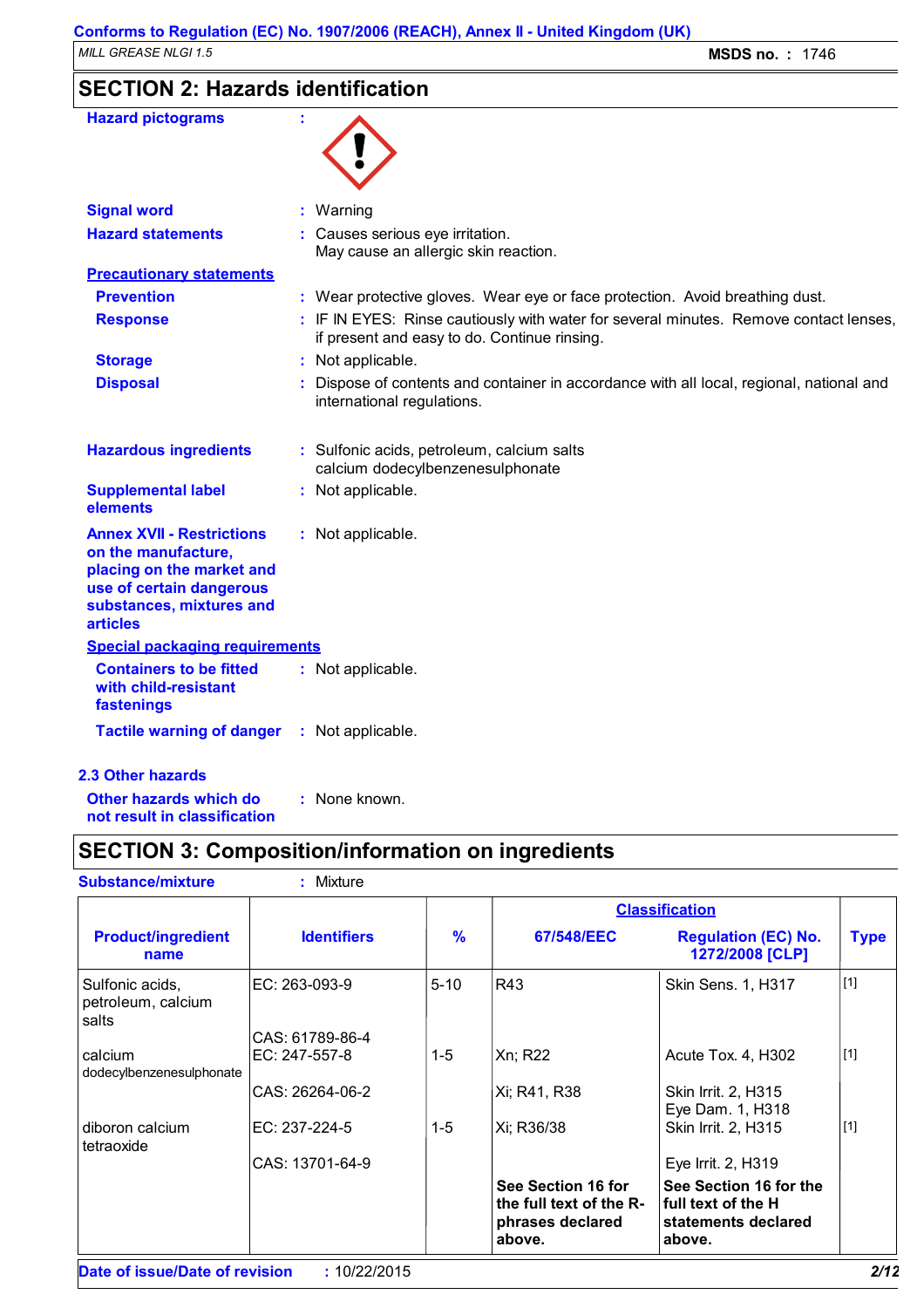## SECTION 2: Hazards identification

**Hazard pictograms** :

**Signal word** : Warning

**Hazard statements** : Causes serious eye irritation.
May cause an allergic skin reaction.

**Precautionary statements**

**Prevention** : Wear protective gloves. Wear eye or face protection. Avoid breathing dust.

**Response** : IF IN EYES: Rinse cautiously with water for several minutes. Remove contact lenses, if present and easy to do. Continue rinsing.

**Storage** : Not applicable.

**Disposal** : Dispose of contents and container in accordance with all local, regional, national and international regulations.

**Hazardous ingredients** : Sulfonic acids, petroleum, calcium salts
calcium dodecylbenzenesulphonate

**Supplemental label elements** : Not applicable.

**Annex XVII - Restrictions on the manufacture, placing on the market and use of certain dangerous substances, mixtures and articles** : Not applicable.

**Special packaging requirements**

**Containers to be fitted with child-resistant fastenings** : Not applicable.

**Tactile warning of danger** : Not applicable.

### 2.3 Other hazards

**Other hazards which do not result in classification** : None known.

## SECTION 3: Composition/information on ingredients

**Substance/mixture** : Mixture

| Product/ingredient name | Identifiers | % | Classification | | Type |
|---|---|---|---|---|---|
| | | | 67/548/EEC | Regulation (EC) No. 1272/2008 [CLP] | |
| Sulfonic acids, petroleum, calcium salts | EC: 263-093-9<br>CAS: 61789-86-4 | 5-10 | R43 | Skin Sens. 1, H317 | [1] |
| calcium dodecylbenzenesulphonate | EC: 247-557-8<br>CAS: 26264-06-2 | 1-5 | Xn; R22<br>Xi; R41, R38 | Acute Tox. 4, H302<br>Skin Irrit. 2, H315<br>Eye Dam. 1, H318 | [1] |
| diboron calcium tetraoxide | EC: 237-224-5<br>CAS: 13701-64-9 | 1-5 | Xi; R36/38 | Skin Irrit. 2, H315<br>Eye Irrit. 2, H319 | [1] |
| | | | **See Section 16 for the full text of the R-phrases declared above.** | **See Section 16 for the full text of the H statements declared above.** | |

**Date of issue/Date of revision** : 10/22/2015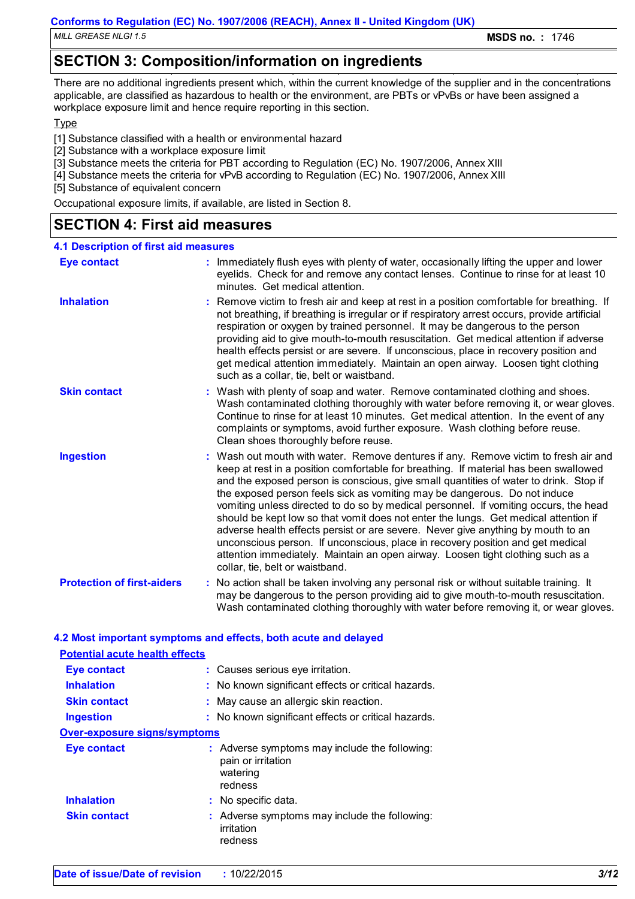## SECTION 3: Composition/information on ingredients

There are no additional ingredients present which, within the current knowledge of the supplier and in the concentrations applicable, are classified as hazardous to health or the environment, are PBTs or vPvBs or have been assigned a workplace exposure limit and hence require reporting in this section.

Type

[1] Substance classified with a health or environmental hazard
[2] Substance with a workplace exposure limit
[3] Substance meets the criteria for PBT according to Regulation (EC) No. 1907/2006, Annex XIII
[4] Substance meets the criteria for vPvB according to Regulation (EC) No. 1907/2006, Annex XIII
[5] Substance of equivalent concern

Occupational exposure limits, if available, are listed in Section 8.

## SECTION 4: First aid measures

### 4.1 Description of first aid measures

**Eye contact** : Immediately flush eyes with plenty of water, occasionally lifting the upper and lower eyelids. Check for and remove any contact lenses. Continue to rinse for at least 10 minutes. Get medical attention.

**Inhalation** : Remove victim to fresh air and keep at rest in a position comfortable for breathing. If not breathing, if breathing is irregular or if respiratory arrest occurs, provide artificial respiration or oxygen by trained personnel. It may be dangerous to the person providing aid to give mouth-to-mouth resuscitation. Get medical attention if adverse health effects persist or are severe. If unconscious, place in recovery position and get medical attention immediately. Maintain an open airway. Loosen tight clothing such as a collar, tie, belt or waistband.

**Skin contact** : Wash with plenty of soap and water. Remove contaminated clothing and shoes. Wash contaminated clothing thoroughly with water before removing it, or wear gloves. Continue to rinse for at least 10 minutes. Get medical attention. In the event of any complaints or symptoms, avoid further exposure. Wash clothing before reuse. Clean shoes thoroughly before reuse.

**Ingestion** : Wash out mouth with water. Remove dentures if any. Remove victim to fresh air and keep at rest in a position comfortable for breathing. If material has been swallowed and the exposed person is conscious, give small quantities of water to drink. Stop if the exposed person feels sick as vomiting may be dangerous. Do not induce vomiting unless directed to do so by medical personnel. If vomiting occurs, the head should be kept low so that vomit does not enter the lungs. Get medical attention if adverse health effects persist or are severe. Never give anything by mouth to an unconscious person. If unconscious, place in recovery position and get medical attention immediately. Maintain an open airway. Loosen tight clothing such as a collar, tie, belt or waistband.

**Protection of first-aiders** : No action shall be taken involving any personal risk or without suitable training. It may be dangerous to the person providing aid to give mouth-to-mouth resuscitation. Wash contaminated clothing thoroughly with water before removing it, or wear gloves.

### 4.2 Most important symptoms and effects, both acute and delayed

**Potential acute health effects**

**Eye contact** : Causes serious eye irritation.

**Inhalation** : No known significant effects or critical hazards.

**Skin contact** : May cause an allergic skin reaction.

**Ingestion** : No known significant effects or critical hazards.

**Over-exposure signs/symptoms**

**Eye contact** : Adverse symptoms may include the following:
pain or irritation
watering
redness

**Inhalation** : No specific data.

**Skin contact** : Adverse symptoms may include the following:
irritation
redness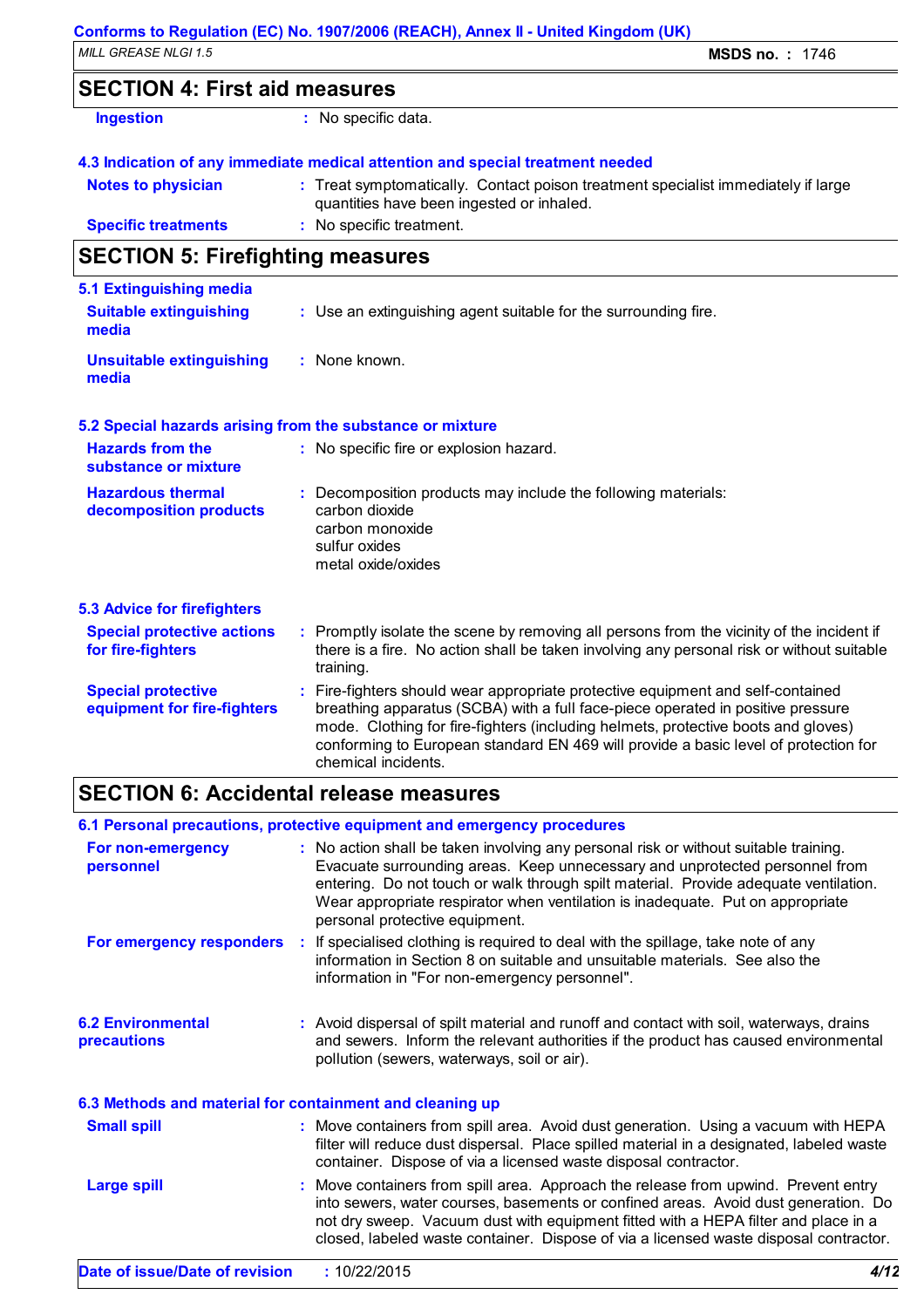## SECTION 4: First aid measures

**Ingestion** : No specific data.

### 4.3 Indication of any immediate medical attention and special treatment needed

**Notes to physician** : Treat symptomatically. Contact poison treatment specialist immediately if large quantities have been ingested or inhaled.

**Specific treatments** : No specific treatment.

## SECTION 5: Firefighting measures

### 5.1 Extinguishing media

**Suitable extinguishing media** : Use an extinguishing agent suitable for the surrounding fire.

**Unsuitable extinguishing media** : None known.

### 5.2 Special hazards arising from the substance or mixture

**Hazards from the substance or mixture** : No specific fire or explosion hazard.

**Hazardous thermal decomposition products** : Decomposition products may include the following materials:
carbon dioxide
carbon monoxide
sulfur oxides
metal oxide/oxides

### 5.3 Advice for firefighters

**Special protective actions for fire-fighters** : Promptly isolate the scene by removing all persons from the vicinity of the incident if there is a fire. No action shall be taken involving any personal risk or without suitable training.

**Special protective equipment for fire-fighters** : Fire-fighters should wear appropriate protective equipment and self-contained breathing apparatus (SCBA) with a full face-piece operated in positive pressure mode. Clothing for fire-fighters (including helmets, protective boots and gloves) conforming to European standard EN 469 will provide a basic level of protection for chemical incidents.

## SECTION 6: Accidental release measures

### 6.1 Personal precautions, protective equipment and emergency procedures

**For non-emergency personnel** : No action shall be taken involving any personal risk or without suitable training. Evacuate surrounding areas. Keep unnecessary and unprotected personnel from entering. Do not touch or walk through spilt material. Provide adequate ventilation. Wear appropriate respirator when ventilation is inadequate. Put on appropriate personal protective equipment.

**For emergency responders** : If specialised clothing is required to deal with the spillage, take note of any information in Section 8 on suitable and unsuitable materials. See also the information in "For non-emergency personnel".

### 6.2 Environmental precautions

: Avoid dispersal of spilt material and runoff and contact with soil, waterways, drains and sewers. Inform the relevant authorities if the product has caused environmental pollution (sewers, waterways, soil or air).

### 6.3 Methods and material for containment and cleaning up

**Small spill** : Move containers from spill area. Avoid dust generation. Using a vacuum with HEPA filter will reduce dust dispersal. Place spilled material in a designated, labeled waste container. Dispose of via a licensed waste disposal contractor.

**Large spill** : Move containers from spill area. Approach the release from upwind. Prevent entry into sewers, water courses, basements or confined areas. Avoid dust generation. Do not dry sweep. Vacuum dust with equipment fitted with a HEPA filter and place in a closed, labeled waste container. Dispose of via a licensed waste disposal contractor.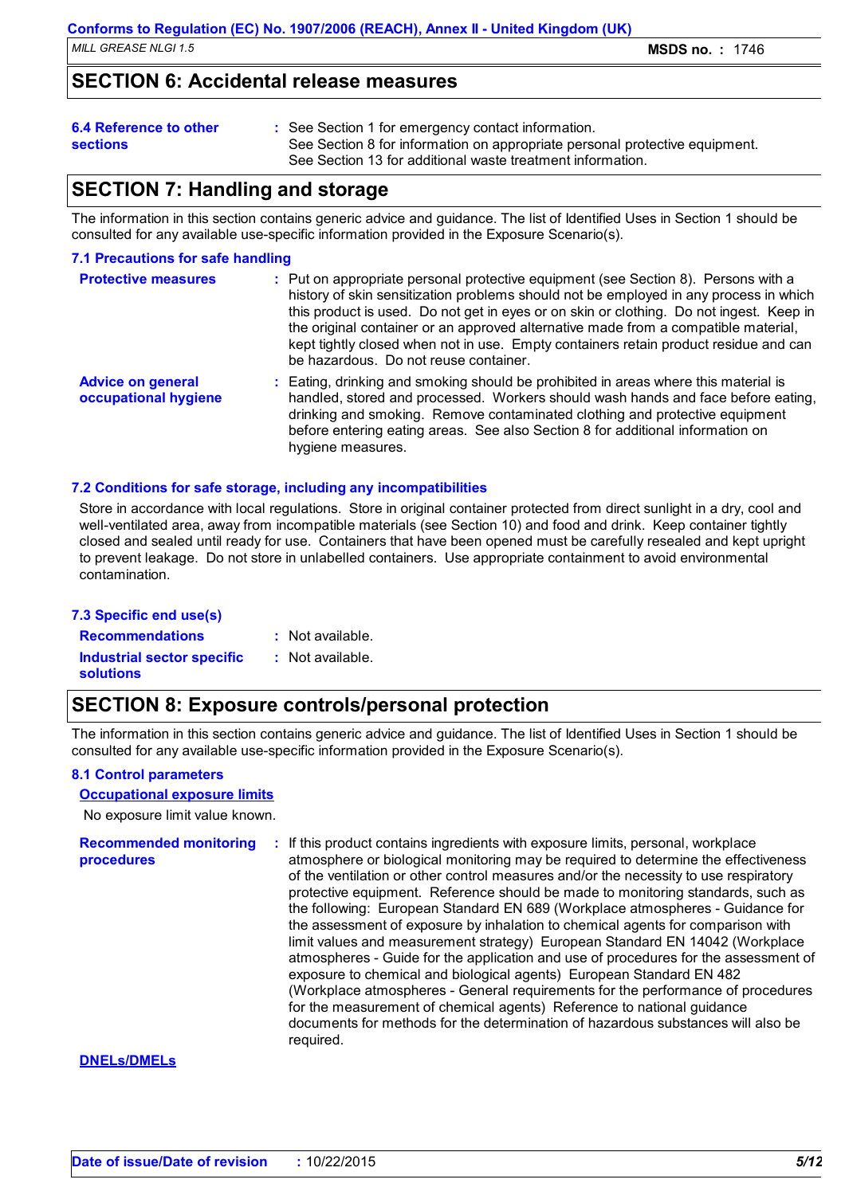## SECTION 6: Accidental release measures

**6.4 Reference to other sections** : See Section 1 for emergency contact information.
See Section 8 for information on appropriate personal protective equipment.
See Section 13 for additional waste treatment information.

## SECTION 7: Handling and storage

The information in this section contains generic advice and guidance. The list of Identified Uses in Section 1 should be consulted for any available use-specific information provided in the Exposure Scenario(s).

### 7.1 Precautions for safe handling

**Protective measures** : Put on appropriate personal protective equipment (see Section 8). Persons with a history of skin sensitization problems should not be employed in any process in which this product is used. Do not get in eyes or on skin or clothing. Do not ingest. Keep in the original container or an approved alternative made from a compatible material, kept tightly closed when not in use. Empty containers retain product residue and can be hazardous. Do not reuse container.

**Advice on general occupational hygiene** : Eating, drinking and smoking should be prohibited in areas where this material is handled, stored and processed. Workers should wash hands and face before eating, drinking and smoking. Remove contaminated clothing and protective equipment before entering eating areas. See also Section 8 for additional information on hygiene measures.

### 7.2 Conditions for safe storage, including any incompatibilities

Store in accordance with local regulations. Store in original container protected from direct sunlight in a dry, cool and well-ventilated area, away from incompatible materials (see Section 10) and food and drink. Keep container tightly closed and sealed until ready for use. Containers that have been opened must be carefully resealed and kept upright to prevent leakage. Do not store in unlabelled containers. Use appropriate containment to avoid environmental contamination.

### 7.3 Specific end use(s)

**Recommendations** : Not available.

**Industrial sector specific solutions** : Not available.

## SECTION 8: Exposure controls/personal protection

The information in this section contains generic advice and guidance. The list of Identified Uses in Section 1 should be consulted for any available use-specific information provided in the Exposure Scenario(s).

### 8.1 Control parameters

**Occupational exposure limits**

No exposure limit value known.

**Recommended monitoring procedures** : If this product contains ingredients with exposure limits, personal, workplace atmosphere or biological monitoring may be required to determine the effectiveness of the ventilation or other control measures and/or the necessity to use respiratory protective equipment. Reference should be made to monitoring standards, such as the following: European Standard EN 689 (Workplace atmospheres - Guidance for the assessment of exposure by inhalation to chemical agents for comparison with limit values and measurement strategy) European Standard EN 14042 (Workplace atmospheres - Guide for the application and use of procedures for the assessment of exposure to chemical and biological agents) European Standard EN 482 (Workplace atmospheres - General requirements for the performance of procedures for the measurement of chemical agents) Reference to national guidance documents for methods for the determination of hazardous substances will also be required.

**DNELs/DMELs**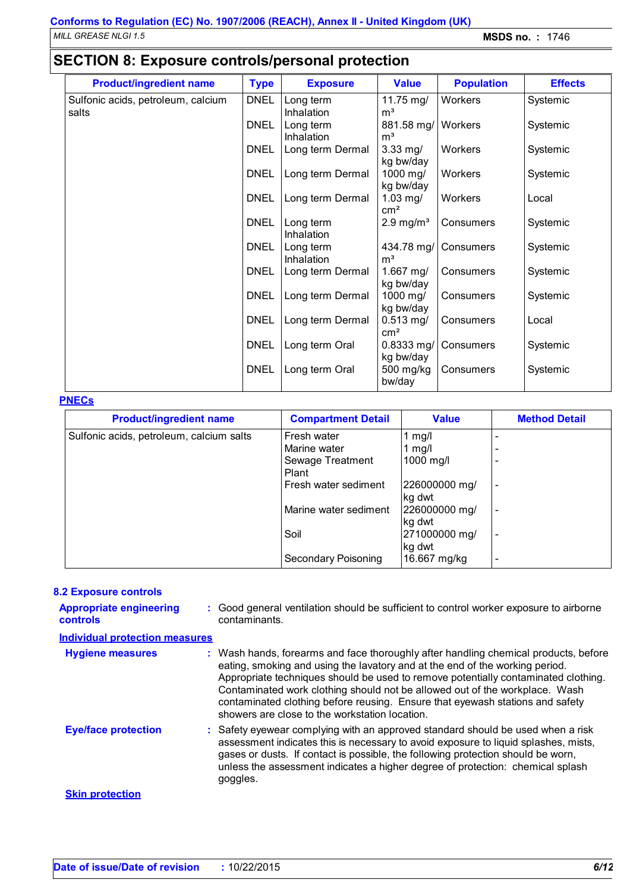## SECTION 8: Exposure controls/personal protection

| Product/ingredient name | Type | Exposure | Value | Population | Effects |
|---|---|---|---|---|---|
| Sulfonic acids, petroleum, calcium salts | DNEL | Long term Inhalation | 11.75 mg/m³ | Workers | Systemic |
| | DNEL | Long term Inhalation | 881.58 mg/m³ | Workers | Systemic |
| | DNEL | Long term Dermal | 3.33 mg/kg bw/day | Workers | Systemic |
| | DNEL | Long term Dermal | 1000 mg/kg bw/day | Workers | Systemic |
| | DNEL | Long term Dermal | 1.03 mg/cm² | Workers | Local |
| | DNEL | Long term Inhalation | 2.9 mg/m³ | Consumers | Systemic |
| | DNEL | Long term Inhalation | 434.78 mg/m³ | Consumers | Systemic |
| | DNEL | Long term Dermal | 1.667 mg/kg bw/day | Consumers | Systemic |
| | DNEL | Long term Dermal | 1000 mg/kg bw/day | Consumers | Systemic |
| | DNEL | Long term Dermal | 0.513 mg/cm² | Consumers | Local |
| | DNEL | Long term Oral | 0.8333 mg/kg bw/day | Consumers | Systemic |
| | DNEL | Long term Oral | 500 mg/kg bw/day | Consumers | Systemic |

**PNECs**

| Product/ingredient name | Compartment Detail | Value | Method Detail |
|---|---|---|---|
| Sulfonic acids, petroleum, calcium salts | Fresh water | 1 mg/l | - |
| | Marine water | 1 mg/l | - |
| | Sewage Treatment Plant | 1000 mg/l | - |
| | Fresh water sediment | 226000000 mg/kg dwt | - |
| | Marine water sediment | 226000000 mg/kg dwt | - |
| | Soil | 271000000 mg/kg dwt | - |
| | Secondary Poisoning | 16.667 mg/kg | - |

### 8.2 Exposure controls

**Appropriate engineering controls** : Good general ventilation should be sufficient to control worker exposure to airborne contaminants.

**Individual protection measures**

**Hygiene measures** : Wash hands, forearms and face thoroughly after handling chemical products, before eating, smoking and using the lavatory and at the end of the working period. Appropriate techniques should be used to remove potentially contaminated clothing. Contaminated work clothing should not be allowed out of the workplace. Wash contaminated clothing before reusing. Ensure that eyewash stations and safety showers are close to the workstation location.

**Eye/face protection** : Safety eyewear complying with an approved standard should be used when a risk assessment indicates this is necessary to avoid exposure to liquid splashes, mists, gases or dusts. If contact is possible, the following protection should be worn, unless the assessment indicates a higher degree of protection: chemical splash goggles.

**Skin protection**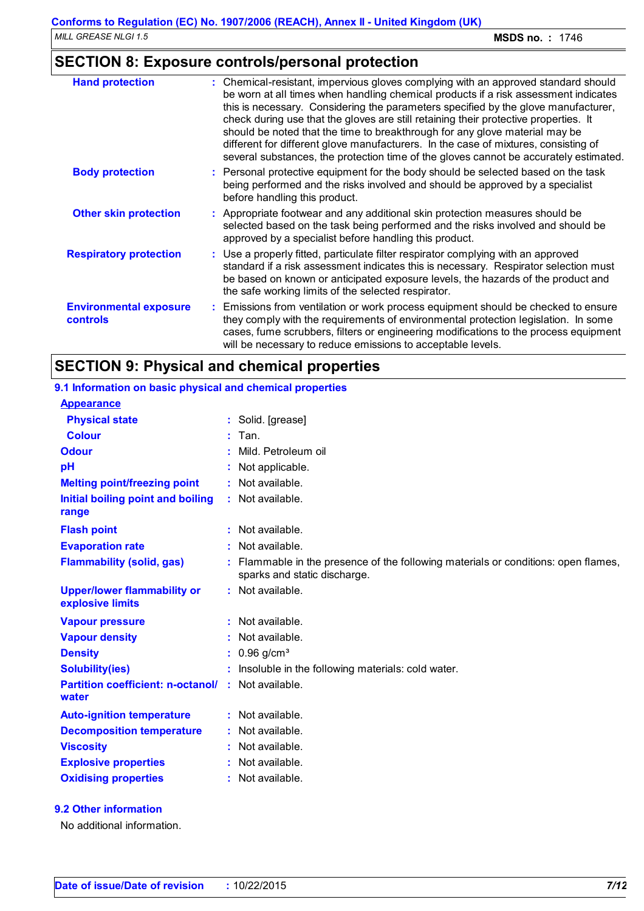## SECTION 8: Exposure controls/personal protection

| | |
|---|---|
| **Hand protection** | : Chemical-resistant, impervious gloves complying with an approved standard should be worn at all times when handling chemical products if a risk assessment indicates this is necessary. Considering the parameters specified by the glove manufacturer, check during use that the gloves are still retaining their protective properties. It should be noted that the time to breakthrough for any glove material may be different for different glove manufacturers. In the case of mixtures, consisting of several substances, the protection time of the gloves cannot be accurately estimated. |
| **Body protection** | : Personal protective equipment for the body should be selected based on the task being performed and the risks involved and should be approved by a specialist before handling this product. |
| **Other skin protection** | : Appropriate footwear and any additional skin protection measures should be selected based on the task being performed and the risks involved and should be approved by a specialist before handling this product. |
| **Respiratory protection** | : Use a properly fitted, particulate filter respirator complying with an approved standard if a risk assessment indicates this is necessary. Respirator selection must be based on known or anticipated exposure levels, the hazards of the product and the safe working limits of the selected respirator. |
| **Environmental exposure controls** | : Emissions from ventilation or work process equipment should be checked to ensure they comply with the requirements of environmental protection legislation. In some cases, fume scrubbers, filters or engineering modifications to the process equipment will be necessary to reduce emissions to acceptable levels. |

## SECTION 9: Physical and chemical properties

### 9.1 Information on basic physical and chemical properties

**Appearance**

| | |
|---|---|
| **Physical state** | : Solid. [grease] |
| **Colour** | : Tan. |
| **Odour** | : Mild. Petroleum oil |
| **pH** | : Not applicable. |
| **Melting point/freezing point** | : Not available. |
| **Initial boiling point and boiling range** | : Not available. |
| **Flash point** | : Not available. |
| **Evaporation rate** | : Not available. |
| **Flammability (solid, gas)** | : Flammable in the presence of the following materials or conditions: open flames, sparks and static discharge. |
| **Upper/lower flammability or explosive limits** | : Not available. |
| **Vapour pressure** | : Not available. |
| **Vapour density** | : Not available. |
| **Density** | : 0.96 g/cm$^3$ |
| **Solubility(ies)** | : Insoluble in the following materials: cold water. |
| **Partition coefficient: n-octanol/ water** | : Not available. |
| **Auto-ignition temperature** | : Not available. |
| **Decomposition temperature** | : Not available. |
| **Viscosity** | : Not available. |
| **Explosive properties** | : Not available. |
| **Oxidising properties** | : Not available. |

### 9.2 Other information

No additional information.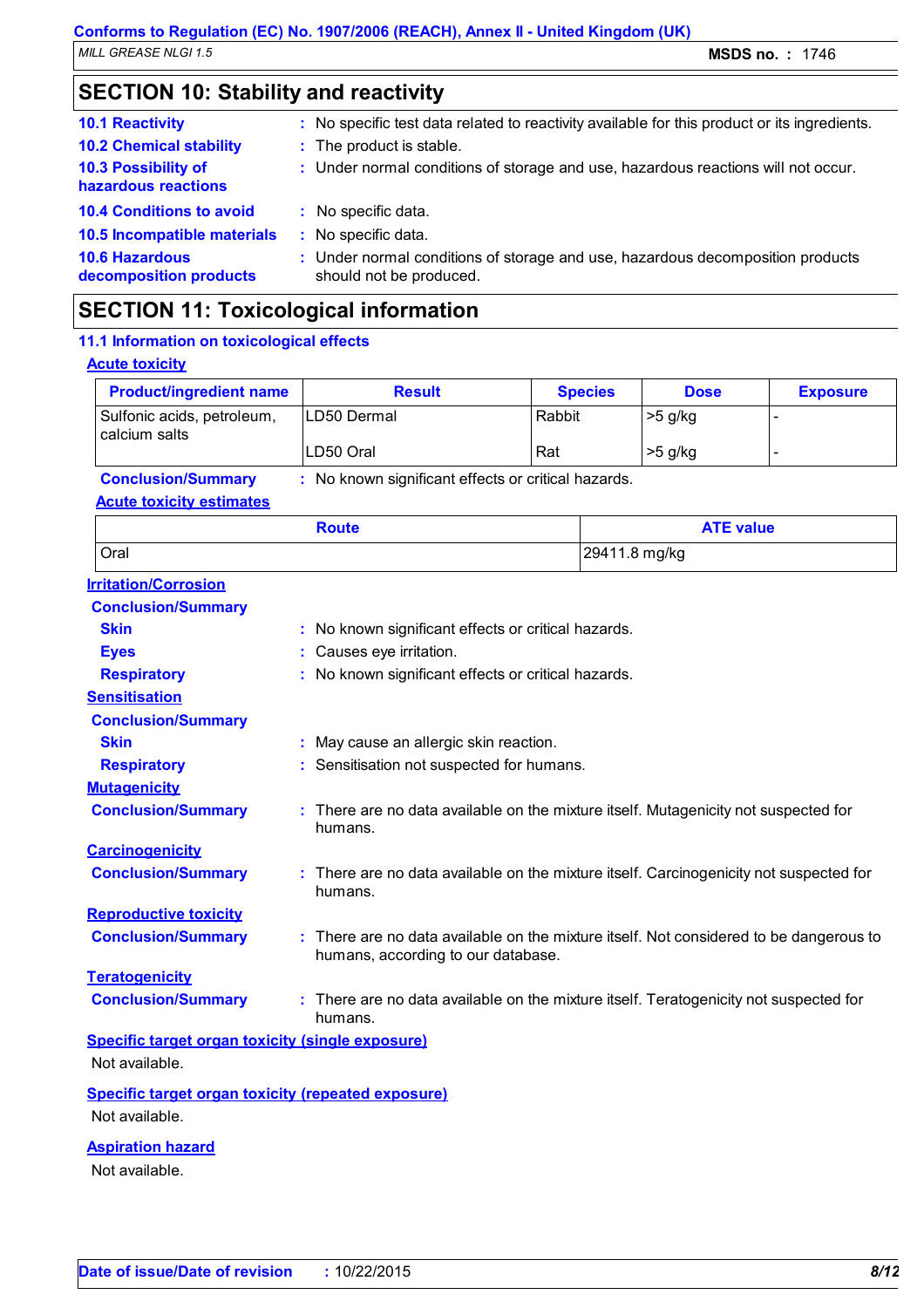## SECTION 10: Stability and reactivity

| | | |
|---|---|---|
| **10.1 Reactivity** | : | No specific test data related to reactivity available for this product or its ingredients. |
| **10.2 Chemical stability** | : | The product is stable. |
| **10.3 Possibility of hazardous reactions** | : | Under normal conditions of storage and use, hazardous reactions will not occur. |
| **10.4 Conditions to avoid** | : | No specific data. |
| **10.5 Incompatible materials** | : | No specific data. |
| **10.6 Hazardous decomposition products** | : | Under normal conditions of storage and use, hazardous decomposition products should not be produced. |

## SECTION 11: Toxicological information

### 11.1 Information on toxicological effects

**Acute toxicity**

| Product/ingredient name | Result | Species | Dose | Exposure |
|---|---|---|---|---|
| Sulfonic acids, petroleum, calcium salts | LD50 Dermal | Rabbit | >5 g/kg | - |
| | LD50 Oral | Rat | >5 g/kg | - |

**Conclusion/Summary** : No known significant effects or critical hazards.

**Acute toxicity estimates**

| Route | ATE value |
|---|---|
| Oral | 29411.8 mg/kg |

**Irritation/Corrosion**

**Conclusion/Summary**

- **Skin** : No known significant effects or critical hazards.
- **Eyes** : Causes eye irritation.
- **Respiratory** : No known significant effects or critical hazards.

**Sensitisation**

**Conclusion/Summary**

- **Skin** : May cause an allergic skin reaction.
- **Respiratory** : Sensitisation not suspected for humans.

**Mutagenicity**

**Conclusion/Summary** : There are no data available on the mixture itself. Mutagenicity not suspected for humans.

**Carcinogenicity**

**Conclusion/Summary** : There are no data available on the mixture itself. Carcinogenicity not suspected for humans.

**Reproductive toxicity**

**Conclusion/Summary** : There are no data available on the mixture itself. Not considered to be dangerous to humans, according to our database.

**Teratogenicity**

**Conclusion/Summary** : There are no data available on the mixture itself. Teratogenicity not suspected for humans.

**Specific target organ toxicity (single exposure)**

Not available.

**Specific target organ toxicity (repeated exposure)**

Not available.

**Aspiration hazard**

Not available.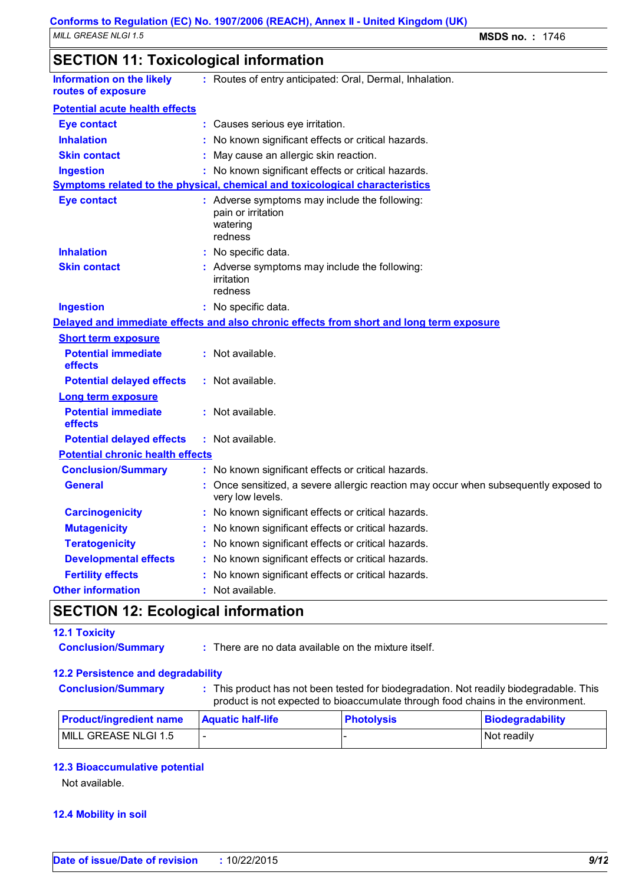## SECTION 11: Toxicological information

**Information on the likely routes of exposure** : Routes of entry anticipated: Oral, Dermal, Inhalation.

**Potential acute health effects**

**Eye contact** : Causes serious eye irritation.

**Inhalation** : No known significant effects or critical hazards.

**Skin contact** : May cause an allergic skin reaction.

**Ingestion** : No known significant effects or critical hazards.

**Symptoms related to the physical, chemical and toxicological characteristics**

**Eye contact** : Adverse symptoms may include the following:
pain or irritation
watering
redness

**Inhalation** : No specific data.

**Skin contact** : Adverse symptoms may include the following:
irritation
redness

**Ingestion** : No specific data.

**Delayed and immediate effects and also chronic effects from short and long term exposure**

**Short term exposure**

**Potential immediate effects** : Not available.

**Potential delayed effects** : Not available.

**Long term exposure**

**Potential immediate effects** : Not available.

**Potential delayed effects** : Not available.

**Potential chronic health effects**

**Conclusion/Summary** : No known significant effects or critical hazards.

**General** : Once sensitized, a severe allergic reaction may occur when subsequently exposed to very low levels.

**Carcinogenicity** : No known significant effects or critical hazards.

**Mutagenicity** : No known significant effects or critical hazards.

**Teratogenicity** : No known significant effects or critical hazards.

**Developmental effects** : No known significant effects or critical hazards.

**Fertility effects** : No known significant effects or critical hazards.

**Other information** : Not available.

## SECTION 12: Ecological information

### 12.1 Toxicity

**Conclusion/Summary** : There are no data available on the mixture itself.

### 12.2 Persistence and degradability

**Conclusion/Summary** : This product has not been tested for biodegradation. Not readily biodegradable. This product is not expected to bioaccumulate through food chains in the environment.

| Product/ingredient name | Aquatic half-life | Photolysis | Biodegradability |
| --- | --- | --- | --- |
| MILL GREASE NLGI 1.5 | - | - | Not readily |

### 12.3 Bioaccumulative potential

Not available.

### 12.4 Mobility in soil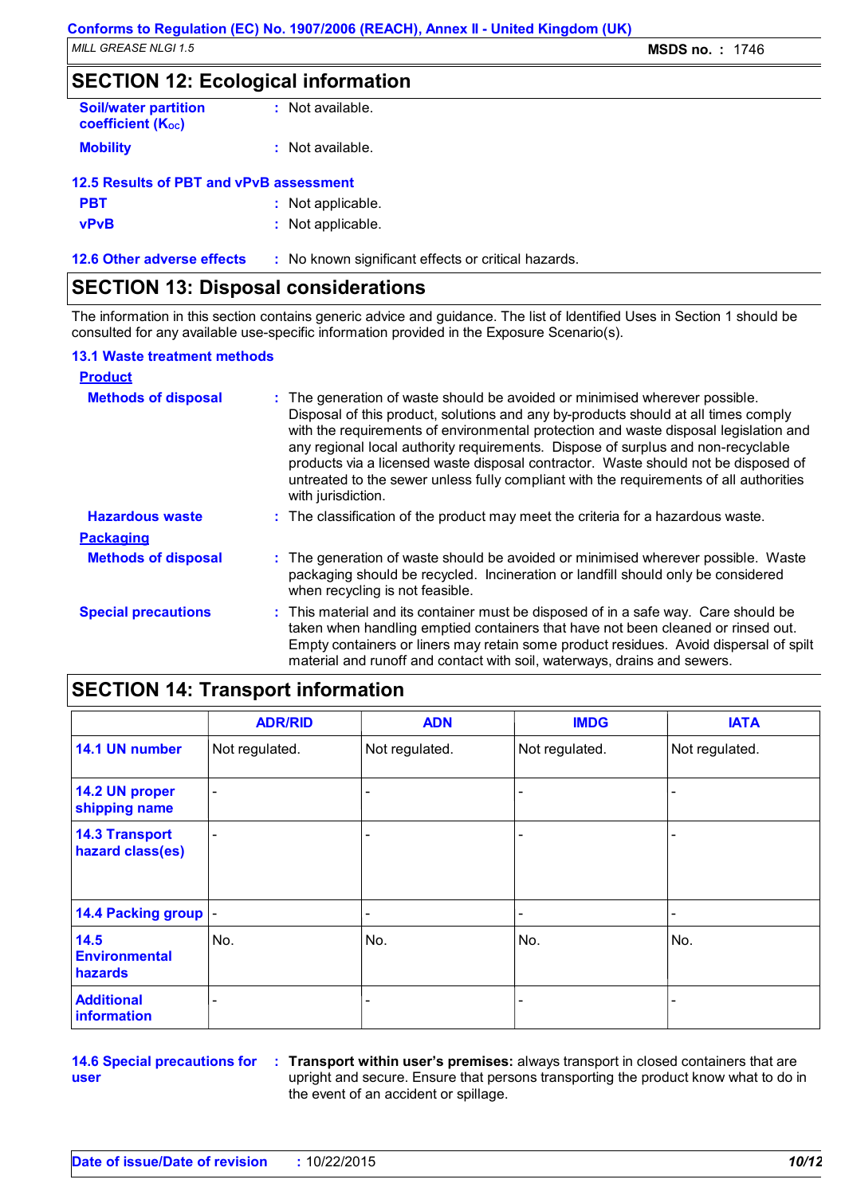## SECTION 12: Ecological information

**Soil/water partition coefficient ($K_{OC}$)** : Not available.

**Mobility** : Not available.

### 12.5 Results of PBT and vPvB assessment

**PBT** : Not applicable.

**vPvB** : Not applicable.

**12.6 Other adverse effects** : No known significant effects or critical hazards.

## SECTION 13: Disposal considerations

The information in this section contains generic advice and guidance. The list of Identified Uses in Section 1 should be consulted for any available use-specific information provided in the Exposure Scenario(s).

### 13.1 Waste treatment methods

**Product**

**Methods of disposal** : The generation of waste should be avoided or minimised wherever possible. Disposal of this product, solutions and any by-products should at all times comply with the requirements of environmental protection and waste disposal legislation and any regional local authority requirements. Dispose of surplus and non-recyclable products via a licensed waste disposal contractor. Waste should not be disposed of untreated to the sewer unless fully compliant with the requirements of all authorities with jurisdiction.

**Hazardous waste** : The classification of the product may meet the criteria for a hazardous waste.

**Packaging**

**Methods of disposal** : The generation of waste should be avoided or minimised wherever possible. Waste packaging should be recycled. Incineration or landfill should only be considered when recycling is not feasible.

**Special precautions** : This material and its container must be disposed of in a safe way. Care should be taken when handling emptied containers that have not been cleaned or rinsed out. Empty containers or liners may retain some product residues. Avoid dispersal of spilt material and runoff and contact with soil, waterways, drains and sewers.

## SECTION 14: Transport information

| | ADR/RID | ADN | IMDG | IATA |
|---|---|---|---|---|
| 14.1 UN number | Not regulated. | Not regulated. | Not regulated. | Not regulated. |
| 14.2 UN proper shipping name | - | - | - | - |
| 14.3 Transport hazard class(es) | - | - | - | - |
| 14.4 Packing group | - | - | - | - |
| 14.5 Environmental hazards | No. | No. | No. | No. |
| Additional information | - | - | - | - |

**14.6 Special precautions for user** : **Transport within user's premises:** always transport in closed containers that are upright and secure. Ensure that persons transporting the product know what to do in the event of an accident or spillage.

**Date of issue/Date of revision** : 10/22/2015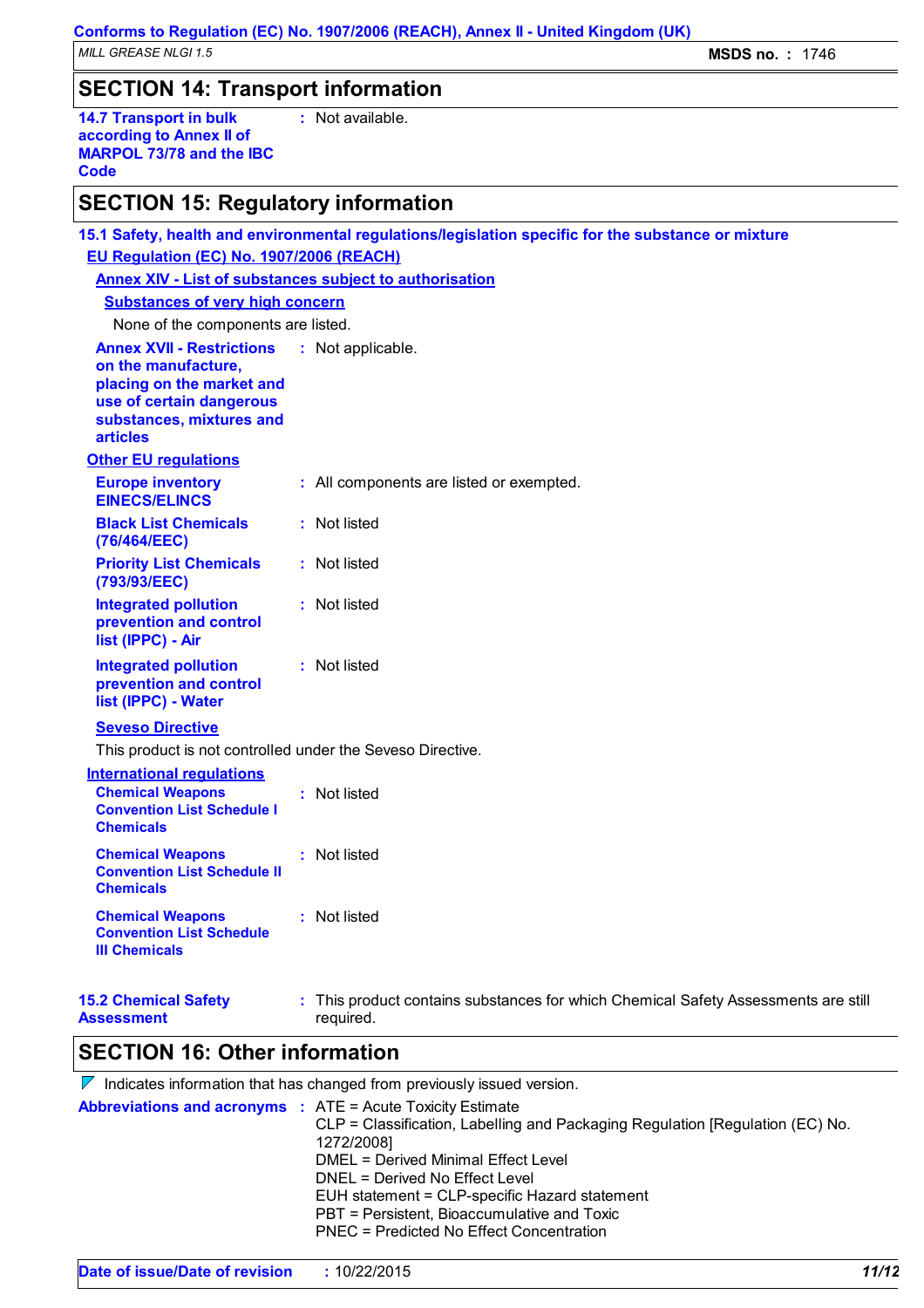## SECTION 14: Transport information

| | |
|---|---|
| **14.7 Transport in bulk according to Annex II of MARPOL 73/78 and the IBC Code** | : Not available. |

## SECTION 15: Regulatory information

### 15.1 Safety, health and environmental regulations/legislation specific for the substance or mixture

**EU Regulation (EC) No. 1907/2006 (REACH)**

**Annex XIV - List of substances subject to authorisation**

**Substances of very high concern**

None of the components are listed.

| | |
|---|---|
| **Annex XVII - Restrictions on the manufacture, placing on the market and use of certain dangerous substances, mixtures and articles** | : Not applicable. |

**Other EU regulations**

| | |
|---|---|
| **Europe inventory EINECS/ELINCS** | : All components are listed or exempted. |
| **Black List Chemicals (76/464/EEC)** | : Not listed |
| **Priority List Chemicals (793/93/EEC)** | : Not listed |
| **Integrated pollution prevention and control list (IPPC) - Air** | : Not listed |
| **Integrated pollution prevention and control list (IPPC) - Water** | : Not listed |

**Seveso Directive**

This product is not controlled under the Seveso Directive.

**International regulations**

| | |
|---|---|
| **Chemical Weapons Convention List Schedule I Chemicals** | : Not listed |
| **Chemical Weapons Convention List Schedule II Chemicals** | : Not listed |
| **Chemical Weapons Convention List Schedule III Chemicals** | : Not listed |

| | |
|---|---|
| **15.2 Chemical Safety Assessment** | : This product contains substances for which Chemical Safety Assessments are still required. |

## SECTION 16: Other information

Indicates information that has changed from previously issued version.

**Abbreviations and acronyms** :

ATE = Acute Toxicity Estimate
CLP = Classification, Labelling and Packaging Regulation [Regulation (EC) No. 1272/2008]
DMEL = Derived Minimal Effect Level
DNEL = Derived No Effect Level
EUH statement = CLP-specific Hazard statement
PBT = Persistent, Bioaccumulative and Toxic
PNEC = Predicted No Effect Concentration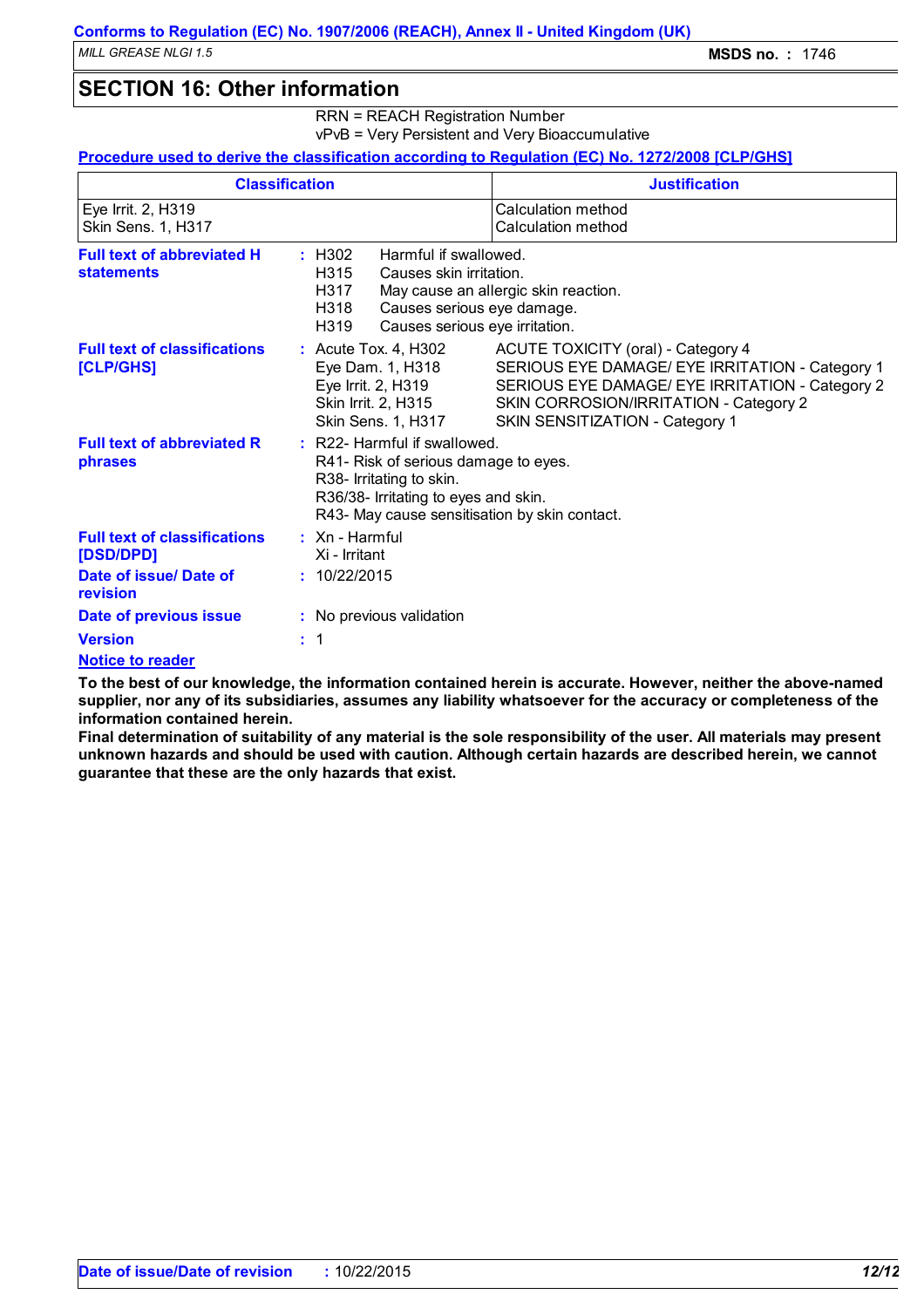## SECTION 16: Other information

RRN = REACH Registration Number
vPvB = Very Persistent and Very Bioaccumulative

**Procedure used to derive the classification according to Regulation (EC) No. 1272/2008 [CLP/GHS]**

| Classification | Justification |
|---|---|
| Eye Irrit. 2, H319<br>Skin Sens. 1, H317 | Calculation method<br>Calculation method |

**Full text of abbreviated H statements** :
- H302 Harmful if swallowed.
- H315 Causes skin irritation.
- H317 May cause an allergic skin reaction.
- H318 Causes serious eye damage.
- H319 Causes serious eye irritation.

**Full text of classifications [CLP/GHS]** :

| | |
|---|---|
| Acute Tox. 4, H302 | ACUTE TOXICITY (oral) - Category 4 |
| Eye Dam. 1, H318 | SERIOUS EYE DAMAGE/ EYE IRRITATION - Category 1 |
| Eye Irrit. 2, H319 | SERIOUS EYE DAMAGE/ EYE IRRITATION - Category 2 |
| Skin Irrit. 2, H315 | SKIN CORROSION/IRRITATION - Category 2 |
| Skin Sens. 1, H317 | SKIN SENSITIZATION - Category 1 |

**Full text of abbreviated R phrases** :
R22- Harmful if swallowed.
R41- Risk of serious damage to eyes.
R38- Irritating to skin.
R36/38- Irritating to eyes and skin.
R43- May cause sensitisation by skin contact.

**Full text of classifications [DSD/DPD]** :
Xn - Harmful
Xi - Irritant

**Date of issue/ Date of revision** : 10/22/2015

**Date of previous issue** : No previous validation

**Version** : 1

**Notice to reader**

**To the best of our knowledge, the information contained herein is accurate. However, neither the above-named supplier, nor any of its subsidiaries, assumes any liability whatsoever for the accuracy or completeness of the information contained herein.**
**Final determination of suitability of any material is the sole responsibility of the user. All materials may present unknown hazards and should be used with caution. Although certain hazards are described herein, we cannot guarantee that these are the only hazards that exist.**